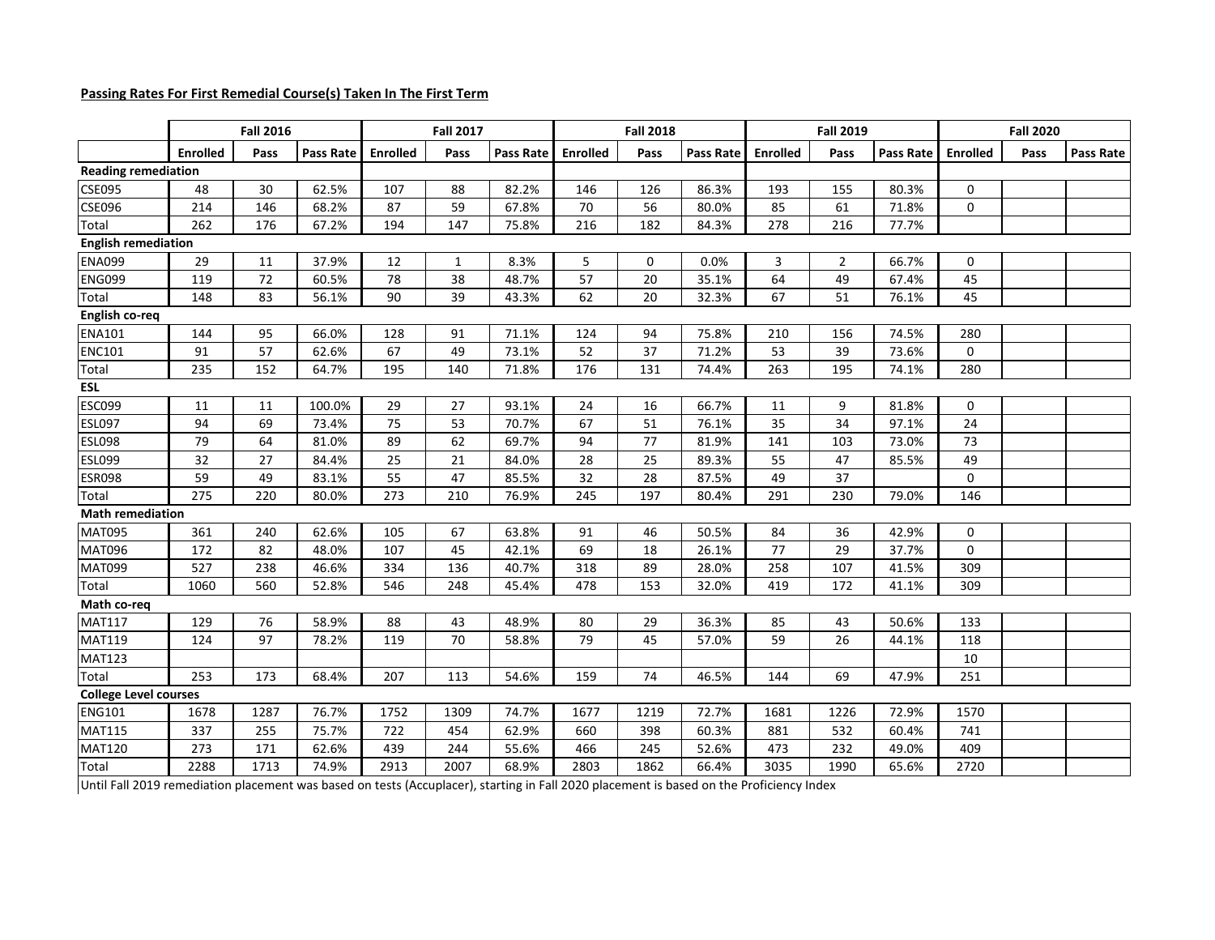**Passing Rates For First Remedial Course(s) Taken In The First Term**

| | Fall 2016 | | | Fall 2017 | | | Fall 2018 | | | Fall 2019 | | | Fall 2020 | | |
|---|---|---|---|---|---|---|---|---|---|---|---|---|---|---|---|
| | Enrolled | Pass | Pass Rate | Enrolled | Pass | Pass Rate | Enrolled | Pass | Pass Rate | Enrolled | Pass | Pass Rate | Enrolled | Pass | Pass Rate |
| **Reading remediation** | | | | | | | | | | | | | | | |
| CSE095 | 48 | 30 | 62.5% | 107 | 88 | 82.2% | 146 | 126 | 86.3% | 193 | 155 | 80.3% | 0 | | |
| CSE096 | 214 | 146 | 68.2% | 87 | 59 | 67.8% | 70 | 56 | 80.0% | 85 | 61 | 71.8% | 0 | | |
| Total | 262 | 176 | 67.2% | 194 | 147 | 75.8% | 216 | 182 | 84.3% | 278 | 216 | 77.7% | | | |
| **English remediation** | | | | | | | | | | | | | | | |
| ENA099 | 29 | 11 | 37.9% | 12 | 1 | 8.3% | 5 | 0 | 0.0% | 3 | 2 | 66.7% | 0 | | |
| ENG099 | 119 | 72 | 60.5% | 78 | 38 | 48.7% | 57 | 20 | 35.1% | 64 | 49 | 67.4% | 45 | | |
| Total | 148 | 83 | 56.1% | 90 | 39 | 43.3% | 62 | 20 | 32.3% | 67 | 51 | 76.1% | 45 | | |
| **English co-req** | | | | | | | | | | | | | | | |
| ENA101 | 144 | 95 | 66.0% | 128 | 91 | 71.1% | 124 | 94 | 75.8% | 210 | 156 | 74.5% | 280 | | |
| ENC101 | 91 | 57 | 62.6% | 67 | 49 | 73.1% | 52 | 37 | 71.2% | 53 | 39 | 73.6% | 0 | | |
| Total | 235 | 152 | 64.7% | 195 | 140 | 71.8% | 176 | 131 | 74.4% | 263 | 195 | 74.1% | 280 | | |
| **ESL** | | | | | | | | | | | | | | | |
| ESC099 | 11 | 11 | 100.0% | 29 | 27 | 93.1% | 24 | 16 | 66.7% | 11 | 9 | 81.8% | 0 | | |
| ESL097 | 94 | 69 | 73.4% | 75 | 53 | 70.7% | 67 | 51 | 76.1% | 35 | 34 | 97.1% | 24 | | |
| ESL098 | 79 | 64 | 81.0% | 89 | 62 | 69.7% | 94 | 77 | 81.9% | 141 | 103 | 73.0% | 73 | | |
| ESL099 | 32 | 27 | 84.4% | 25 | 21 | 84.0% | 28 | 25 | 89.3% | 55 | 47 | 85.5% | 49 | | |
| ESR098 | 59 | 49 | 83.1% | 55 | 47 | 85.5% | 32 | 28 | 87.5% | 49 | 37 | | 0 | | |
| Total | 275 | 220 | 80.0% | 273 | 210 | 76.9% | 245 | 197 | 80.4% | 291 | 230 | 79.0% | 146 | | |
| **Math remediation** | | | | | | | | | | | | | | | |
| MAT095 | 361 | 240 | 62.6% | 105 | 67 | 63.8% | 91 | 46 | 50.5% | 84 | 36 | 42.9% | 0 | | |
| MAT096 | 172 | 82 | 48.0% | 107 | 45 | 42.1% | 69 | 18 | 26.1% | 77 | 29 | 37.7% | 0 | | |
| MAT099 | 527 | 238 | 46.6% | 334 | 136 | 40.7% | 318 | 89 | 28.0% | 258 | 107 | 41.5% | 309 | | |
| Total | 1060 | 560 | 52.8% | 546 | 248 | 45.4% | 478 | 153 | 32.0% | 419 | 172 | 41.1% | 309 | | |
| **Math co-req** | | | | | | | | | | | | | | | |
| MAT117 | 129 | 76 | 58.9% | 88 | 43 | 48.9% | 80 | 29 | 36.3% | 85 | 43 | 50.6% | 133 | | |
| MAT119 | 124 | 97 | 78.2% | 119 | 70 | 58.8% | 79 | 45 | 57.0% | 59 | 26 | 44.1% | 118 | | |
| MAT123 | | | | | | | | | | | | | 10 | | |
| Total | 253 | 173 | 68.4% | 207 | 113 | 54.6% | 159 | 74 | 46.5% | 144 | 69 | 47.9% | 251 | | |
| **College Level courses** | | | | | | | | | | | | | | | |
| ENG101 | 1678 | 1287 | 76.7% | 1752 | 1309 | 74.7% | 1677 | 1219 | 72.7% | 1681 | 1226 | 72.9% | 1570 | | |
| MAT115 | 337 | 255 | 75.7% | 722 | 454 | 62.9% | 660 | 398 | 60.3% | 881 | 532 | 60.4% | 741 | | |
| MAT120 | 273 | 171 | 62.6% | 439 | 244 | 55.6% | 466 | 245 | 52.6% | 473 | 232 | 49.0% | 409 | | |
| Total | 2288 | 1713 | 74.9% | 2913 | 2007 | 68.9% | 2803 | 1862 | 66.4% | 3035 | 1990 | 65.6% | 2720 | | |

Until Fall 2019 remediation placement was based on tests (Accuplacer), starting in Fall 2020 placement is based on the Proficiency Index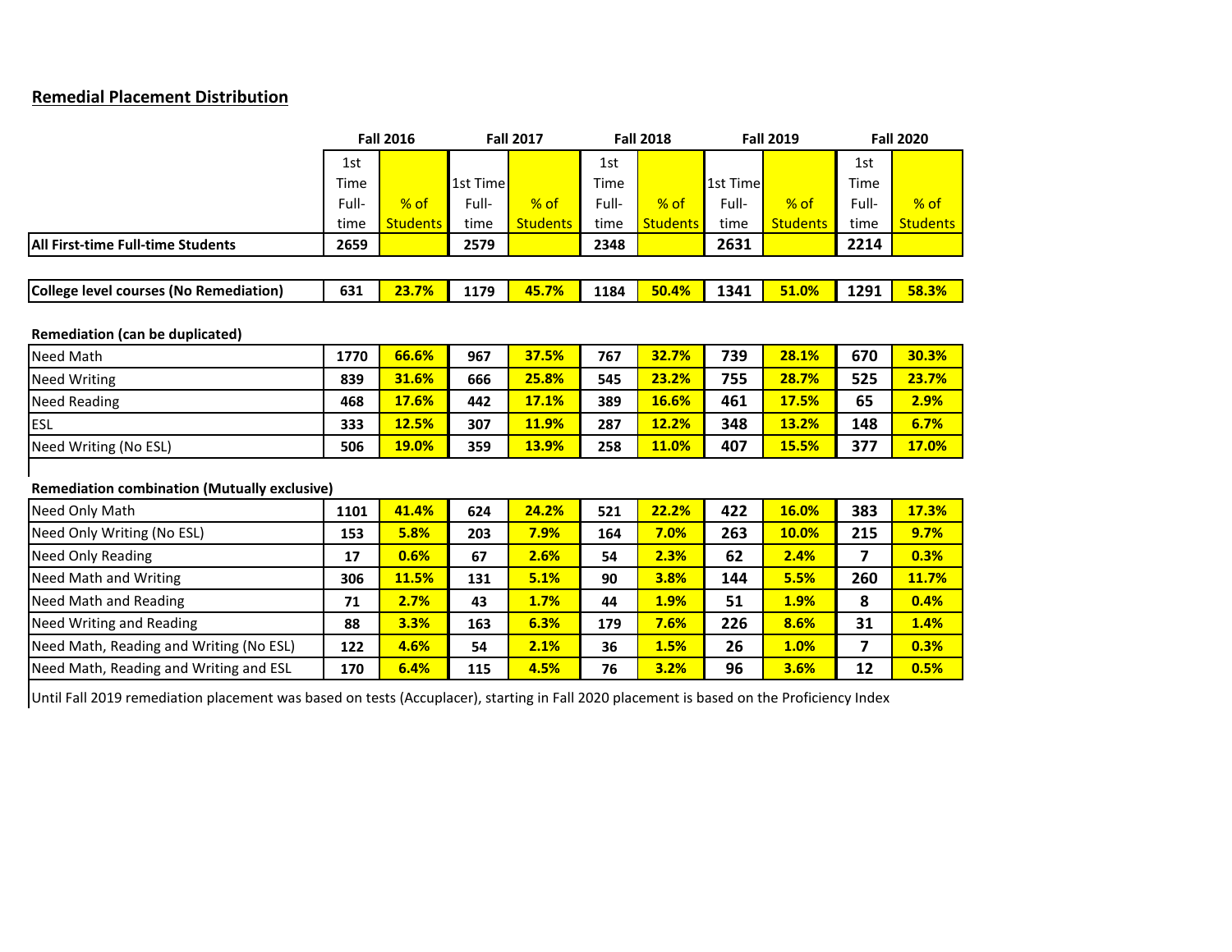## Remedial Placement Distribution

| | Fall 2016 | | Fall 2017 | | Fall 2018 | | Fall 2019 | | Fall 2020 | |
|---|---|---|---|---|---|---|---|---|---|---|
| | 1st Time Full-time | % of Students | 1st Time Full-time | % of Students | 1st Time Full-time | % of Students | 1st Time Full-time | % of Students | 1st Time Full-time | % of Students |
| **All First-time Full-time Students** | **2659** | | **2579** | | **2348** | | **2631** | | **2214** | |
| | | | | | | | | | | |
| **College level courses (No Remediation)** | **631** | **23.7%** | **1179** | **45.7%** | **1184** | **50.4%** | **1341** | **51.0%** | **1291** | **58.3%** |
| | | | | | | | | | | |
| **Remediation (can be duplicated)** | | | | | | | | | | |
| Need Math | **1770** | **66.6%** | **967** | **37.5%** | **767** | **32.7%** | **739** | **28.1%** | **670** | **30.3%** |
| Need Writing | **839** | **31.6%** | **666** | **25.8%** | **545** | **23.2%** | **755** | **28.7%** | **525** | **23.7%** |
| Need Reading | **468** | **17.6%** | **442** | **17.1%** | **389** | **16.6%** | **461** | **17.5%** | **65** | **2.9%** |
| ESL | **333** | **12.5%** | **307** | **11.9%** | **287** | **12.2%** | **348** | **13.2%** | **148** | **6.7%** |
| Need Writing (No ESL) | **506** | **19.0%** | **359** | **13.9%** | **258** | **11.0%** | **407** | **15.5%** | **377** | **17.0%** |
| | | | | | | | | | | |
| **Remediation combination (Mutually exclusive)** | | | | | | | | | | |
| Need Only Math | **1101** | **41.4%** | **624** | **24.2%** | **521** | **22.2%** | **422** | **16.0%** | **383** | **17.3%** |
| Need Only Writing (No ESL) | **153** | **5.8%** | **203** | **7.9%** | **164** | **7.0%** | **263** | **10.0%** | **215** | **9.7%** |
| Need Only Reading | **17** | **0.6%** | **67** | **2.6%** | **54** | **2.3%** | **62** | **2.4%** | **7** | **0.3%** |
| Need Math and Writing | **306** | **11.5%** | **131** | **5.1%** | **90** | **3.8%** | **144** | **5.5%** | **260** | **11.7%** |
| Need Math and Reading | **71** | **2.7%** | **43** | **1.7%** | **44** | **1.9%** | **51** | **1.9%** | **8** | **0.4%** |
| Need Writing and Reading | **88** | **3.3%** | **163** | **6.3%** | **179** | **7.6%** | **226** | **8.6%** | **31** | **1.4%** |
| Need Math, Reading and Writing (No ESL) | **122** | **4.6%** | **54** | **2.1%** | **36** | **1.5%** | **26** | **1.0%** | **7** | **0.3%** |
| Need Math, Reading and Writing and ESL | **170** | **6.4%** | **115** | **4.5%** | **76** | **3.2%** | **96** | **3.6%** | **12** | **0.5%** |

Until Fall 2019 remediation placement was based on tests (Accuplacer), starting in Fall 2020 placement is based on the Proficiency Index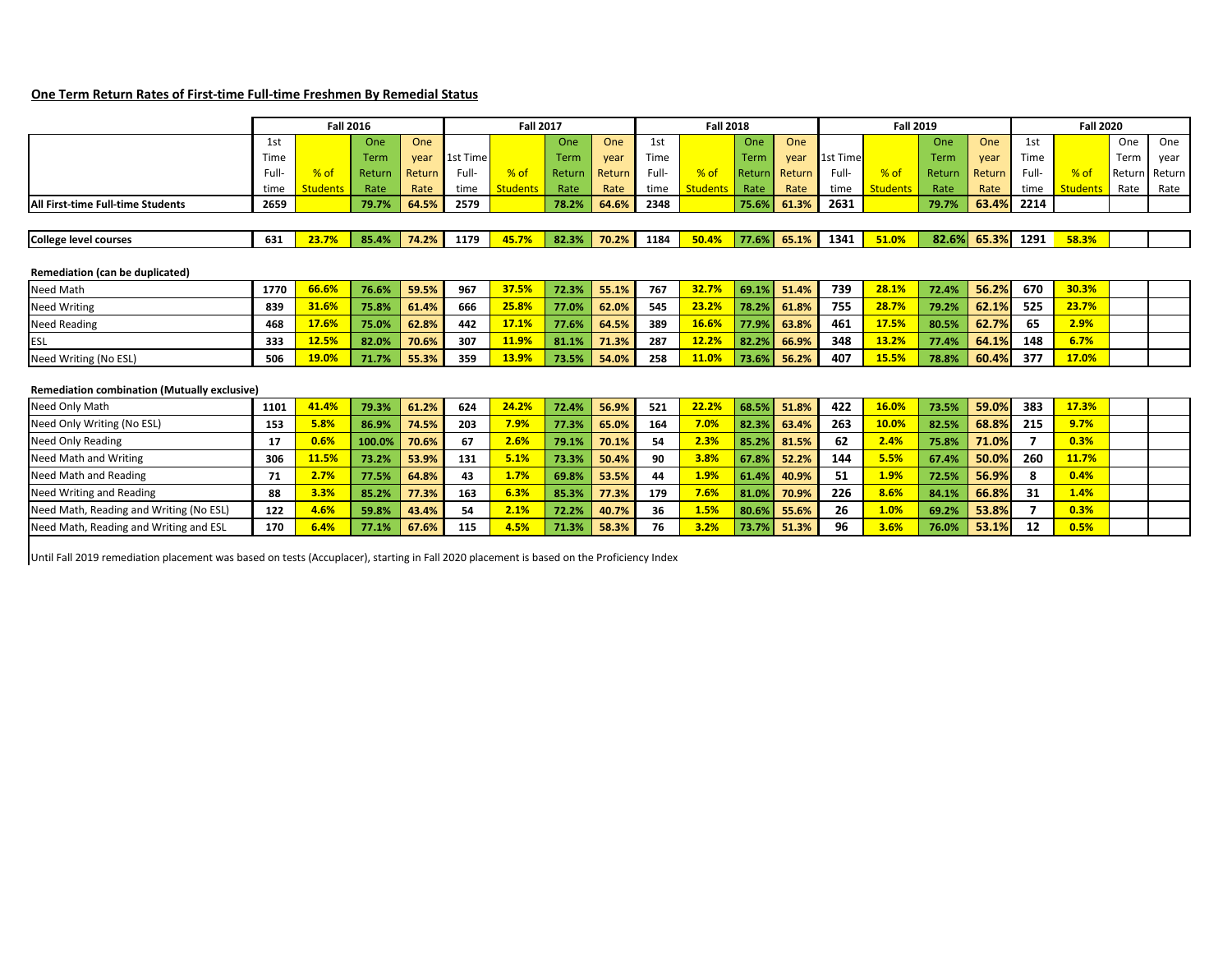### One Term Return Rates of First-time Full-time Freshmen By Remedial Status

| | Fall 2016 | | | | Fall 2017 | | | | Fall 2018 | | | | Fall 2019 | | | | Fall 2020 | | | |
|---|---|---|---|---|---|---|---|---|---|---|---|---|---|---|---|---|---|---|---|---|
| | 1st Time Full-time | % of Students | One Term Return Rate | One year Return Rate | 1st Time Full-time | % of Students | One Term Return Rate | One year Return Rate | 1st Time Full-time | % of Students | One Term Return Rate | One year Return Rate | 1st Time Full-time | % of Students | One Term Return Rate | One year Return Rate | 1st Time Full-time | % of Students | One Term Return Rate | One year Return Rate |
| **All First-time Full-time Students** | **2659** | | **79.7%** | **64.5%** | **2579** | | **78.2%** | **64.6%** | **2348** | | **75.6%** | **61.3%** | **2631** | | **79.7%** | **63.4%** | **2214** | | | |
| **College level courses** | **631** | **23.7%** | **85.4%** | **74.2%** | **1179** | **45.7%** | **82.3%** | **70.2%** | **1184** | **50.4%** | **77.6%** | **65.1%** | **1341** | **51.0%** | **82.6%** | **65.3%** | **1291** | **58.3%** | | |
| **Remediation (can be duplicated)** | | | | | | | | | | | | | | | | | | | | |
| Need Math | **1770** | **66.6%** | **76.6%** | **59.5%** | **967** | **37.5%** | **72.3%** | **55.1%** | **767** | **32.7%** | **69.1%** | **51.4%** | **739** | **28.1%** | **72.4%** | **56.2%** | **670** | **30.3%** | | |
| Need Writing | **839** | **31.6%** | **75.8%** | **61.4%** | **666** | **25.8%** | **77.0%** | **62.0%** | **545** | **23.2%** | **78.2%** | **61.8%** | **755** | **28.7%** | **79.2%** | **62.1%** | **525** | **23.7%** | | |
| Need Reading | **468** | **17.6%** | **75.0%** | **62.8%** | **442** | **17.1%** | **77.6%** | **64.5%** | **389** | **16.6%** | **77.9%** | **63.8%** | **461** | **17.5%** | **80.5%** | **62.7%** | **65** | **2.9%** | | |
| ESL | **333** | **12.5%** | **82.0%** | **70.6%** | **307** | **11.9%** | **81.1%** | **71.3%** | **287** | **12.2%** | **82.2%** | **66.9%** | **348** | **13.2%** | **77.4%** | **64.1%** | **148** | **6.7%** | | |
| Need Writing (No ESL) | **506** | **19.0%** | **71.7%** | **55.3%** | **359** | **13.9%** | **73.5%** | **54.0%** | **258** | **11.0%** | **73.6%** | **56.2%** | **407** | **15.5%** | **78.8%** | **60.4%** | **377** | **17.0%** | | |
| **Remediation combination (Mutually exclusive)** | | | | | | | | | | | | | | | | | | | | |
| Need Only Math | **1101** | **41.4%** | **79.3%** | **61.2%** | **624** | **24.2%** | **72.4%** | **56.9%** | **521** | **22.2%** | **68.5%** | **51.8%** | **422** | **16.0%** | **73.5%** | **59.0%** | **383** | **17.3%** | | |
| Need Only Writing (No ESL) | **153** | **5.8%** | **86.9%** | **74.5%** | **203** | **7.9%** | **77.3%** | **65.0%** | **164** | **7.0%** | **82.3%** | **63.4%** | **263** | **10.0%** | **82.5%** | **68.8%** | **215** | **9.7%** | | |
| Need Only Reading | **17** | **0.6%** | **100.0%** | **70.6%** | **67** | **2.6%** | **79.1%** | **70.1%** | **54** | **2.3%** | **85.2%** | **81.5%** | **62** | **2.4%** | **75.8%** | **71.0%** | **7** | **0.3%** | | |
| Need Math and Writing | **306** | **11.5%** | **73.2%** | **53.9%** | **131** | **5.1%** | **73.3%** | **50.4%** | **90** | **3.8%** | **67.8%** | **52.2%** | **144** | **5.5%** | **67.4%** | **50.0%** | **260** | **11.7%** | | |
| Need Math and Reading | **71** | **2.7%** | **77.5%** | **64.8%** | **43** | **1.7%** | **69.8%** | **53.5%** | **44** | **1.9%** | **61.4%** | **40.9%** | **51** | **1.9%** | **72.5%** | **56.9%** | **8** | **0.4%** | | |
| Need Writing and Reading | **88** | **3.3%** | **85.2%** | **77.3%** | **163** | **6.3%** | **85.3%** | **77.3%** | **179** | **7.6%** | **81.0%** | **70.9%** | **226** | **8.6%** | **84.1%** | **66.8%** | **31** | **1.4%** | | |
| Need Math, Reading and Writing (No ESL) | **122** | **4.6%** | **59.8%** | **43.4%** | **54** | **2.1%** | **72.2%** | **40.7%** | **36** | **1.5%** | **80.6%** | **55.6%** | **26** | **1.0%** | **69.2%** | **53.8%** | **7** | **0.3%** | | |
| Need Math, Reading and Writing and ESL | **170** | **6.4%** | **77.1%** | **67.6%** | **115** | **4.5%** | **71.3%** | **58.3%** | **76** | **3.2%** | **73.7%** | **51.3%** | **96** | **3.6%** | **76.0%** | **53.1%** | **12** | **0.5%** | | |

Until Fall 2019 remediation placement was based on tests (Accuplacer), starting in Fall 2020 placement is based on the Proficiency Index